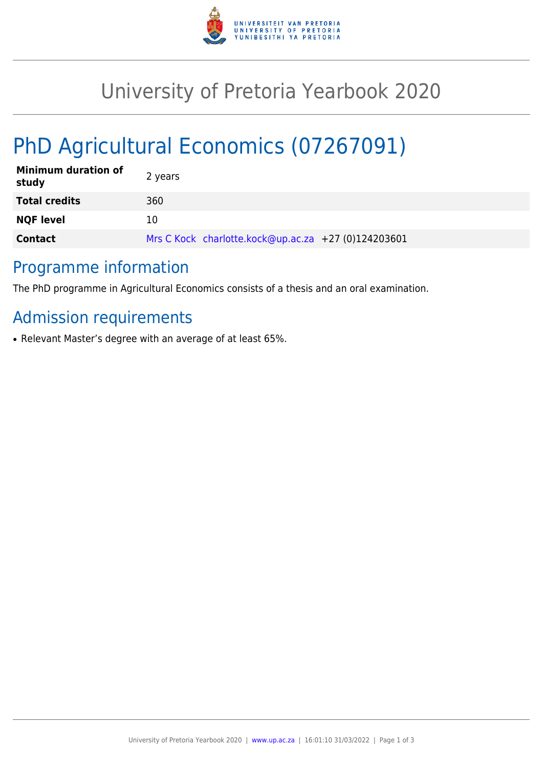# University of Pretoria Yearbook 2020

# PhD Agricultural Economics (07267091)

| | |
|---|---|
| **Minimum duration of study** | 2 years |
| **Total credits** | 360 |
| **NQF level** | 10 |
| **Contact** | Mrs C Kock charlotte.kock@up.ac.za +27 (0)124203601 |

## Programme information

The PhD programme in Agricultural Economics consists of a thesis and an oral examination.

## Admission requirements

- Relevant Master's degree with an average of at least 65%.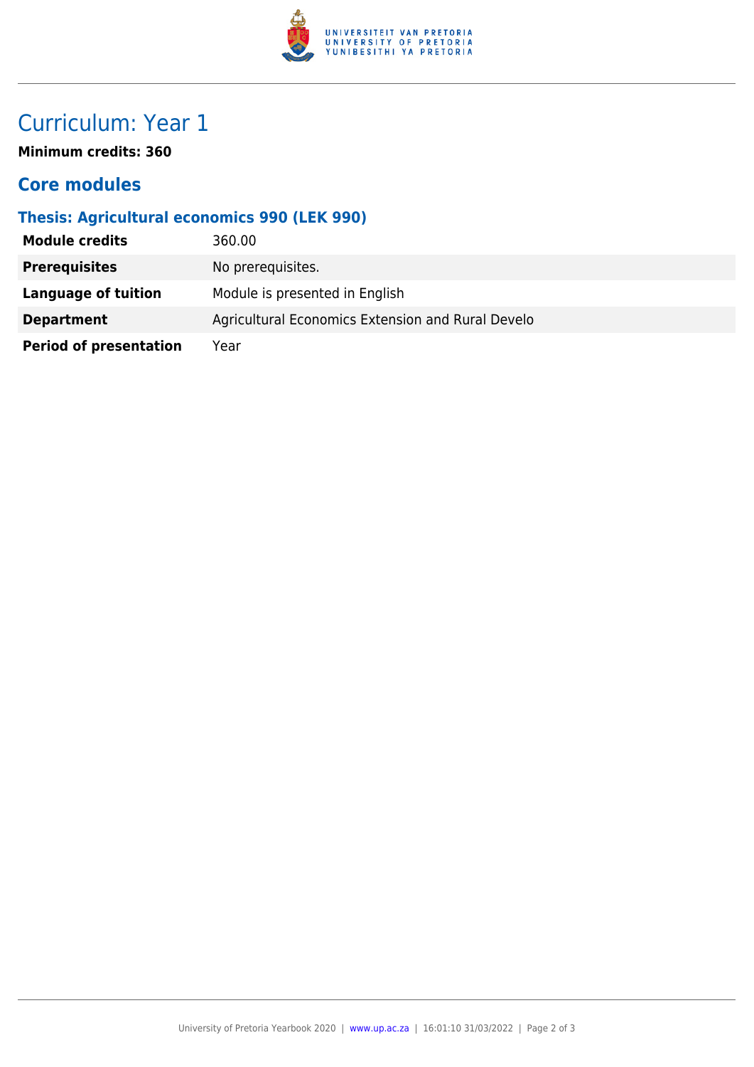# Curriculum: Year 1

**Minimum credits: 360**

## Core modules

### Thesis: Agricultural economics 990 (LEK 990)

| | |
|---|---|
| **Module credits** | 360.00 |
| **Prerequisites** | No prerequisites. |
| **Language of tuition** | Module is presented in English |
| **Department** | Agricultural Economics Extension and Rural Develo |
| **Period of presentation** | Year |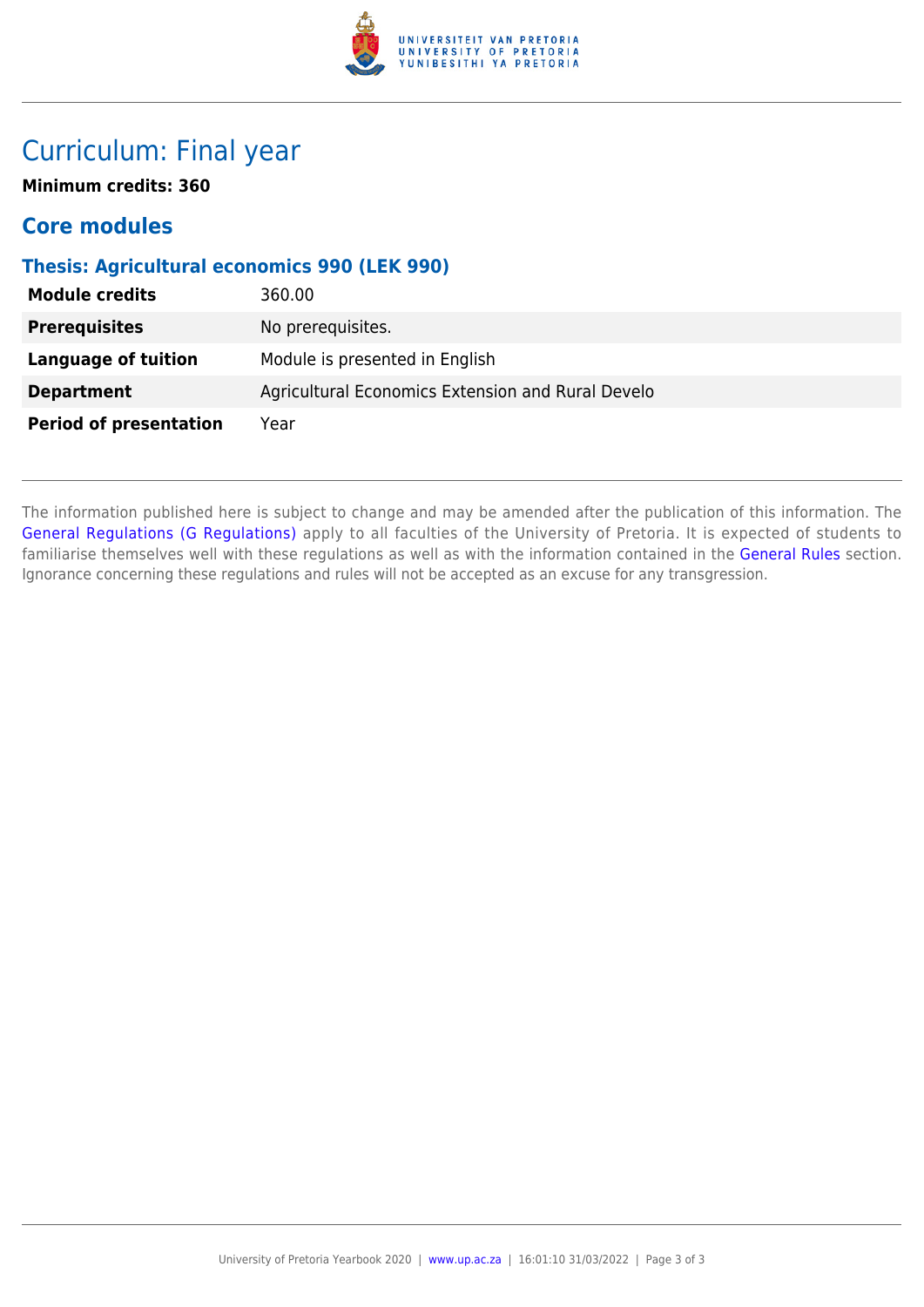# Curriculum: Final year

**Minimum credits: 360**

## Core modules

### Thesis: Agricultural economics 990 (LEK 990)

| | |
|---|---|
| **Module credits** | 360.00 |
| **Prerequisites** | No prerequisites. |
| **Language of tuition** | Module is presented in English |
| **Department** | Agricultural Economics Extension and Rural Develo |
| **Period of presentation** | Year |

The information published here is subject to change and may be amended after the publication of this information. The General Regulations (G Regulations) apply to all faculties of the University of Pretoria. It is expected of students to familiarise themselves well with these regulations as well as with the information contained in the General Rules section. Ignorance concerning these regulations and rules will not be accepted as an excuse for any transgression.